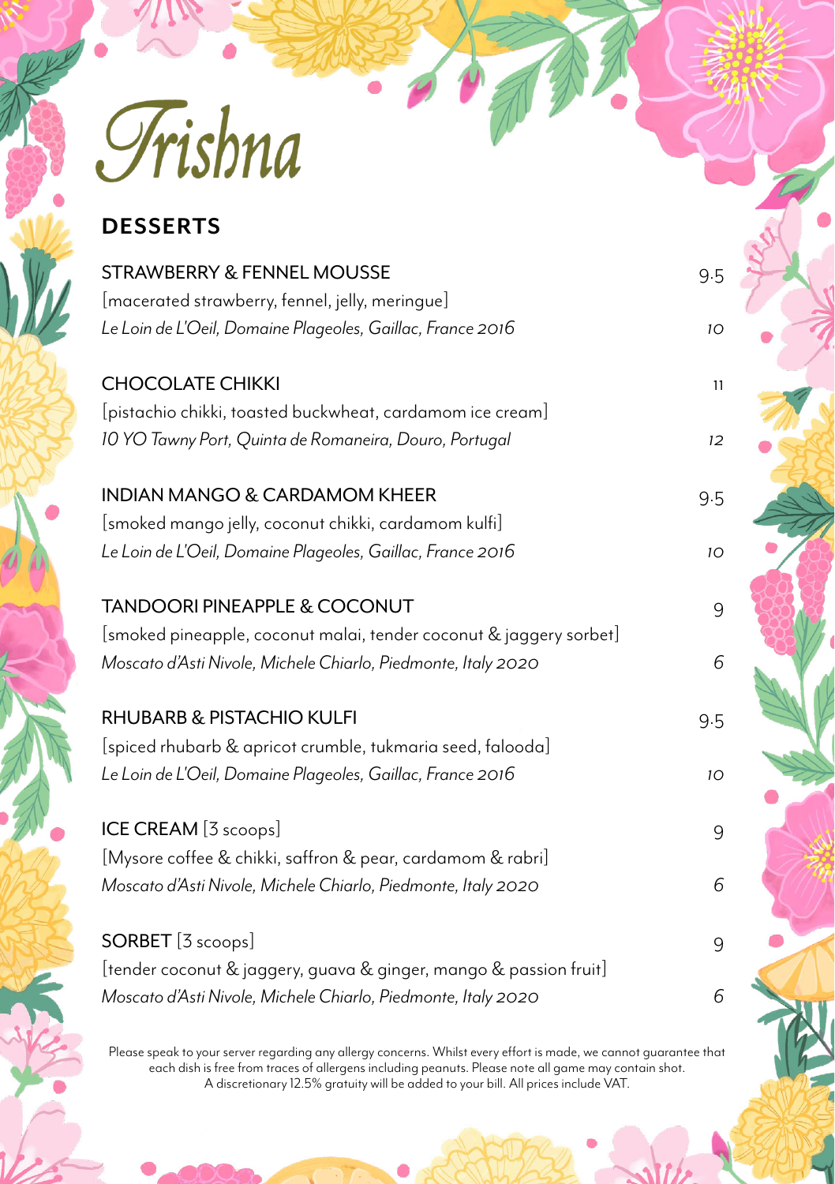# Trishna

## DESSERTS

STRAWBERRY & FENNEL MOUSSE — 9.5
[macerated strawberry, fennel, jelly, meringue]
*Le Loin de L'Oeil, Domaine Plageoles, Gaillac, France 2016* — *10*

CHOCOLATE CHIKKI — 11
[pistachio chikki, toasted buckwheat, cardamom ice cream]
*10 YO Tawny Port, Quinta de Romaneira, Douro, Portugal* — *12*

INDIAN MANGO & CARDAMOM KHEER — 9.5
[smoked mango jelly, coconut chikki, cardamom kulfi]
*Le Loin de L'Oeil, Domaine Plageoles, Gaillac, France 2016* — *10*

TANDOORI PINEAPPLE & COCONUT — 9
[smoked pineapple, coconut malai, tender coconut & jaggery sorbet]
*Moscato d'Asti Nivole, Michele Chiarlo, Piedmonte, Italy 2020* — *6*

RHUBARB & PISTACHIO KULFI — 9.5
[spiced rhubarb & apricot crumble, tukmaria seed, falooda]
*Le Loin de L'Oeil, Domaine Plageoles, Gaillac, France 2016* — *10*

ICE CREAM [3 scoops] — 9
[Mysore coffee & chikki, saffron & pear, cardamom & rabri]
*Moscato d'Asti Nivole, Michele Chiarlo, Piedmonte, Italy 2020* — *6*

SORBET [3 scoops] — 9
[tender coconut & jaggery, guava & ginger, mango & passion fruit]
*Moscato d'Asti Nivole, Michele Chiarlo, Piedmonte, Italy 2020* — *6*

Please speak to your server regarding any allergy concerns. Whilst every effort is made, we cannot guarantee that each dish is free from traces of allergens including peanuts. Please note all game may contain shot.
A discretionary 12.5% gratuity will be added to your bill. All prices include VAT.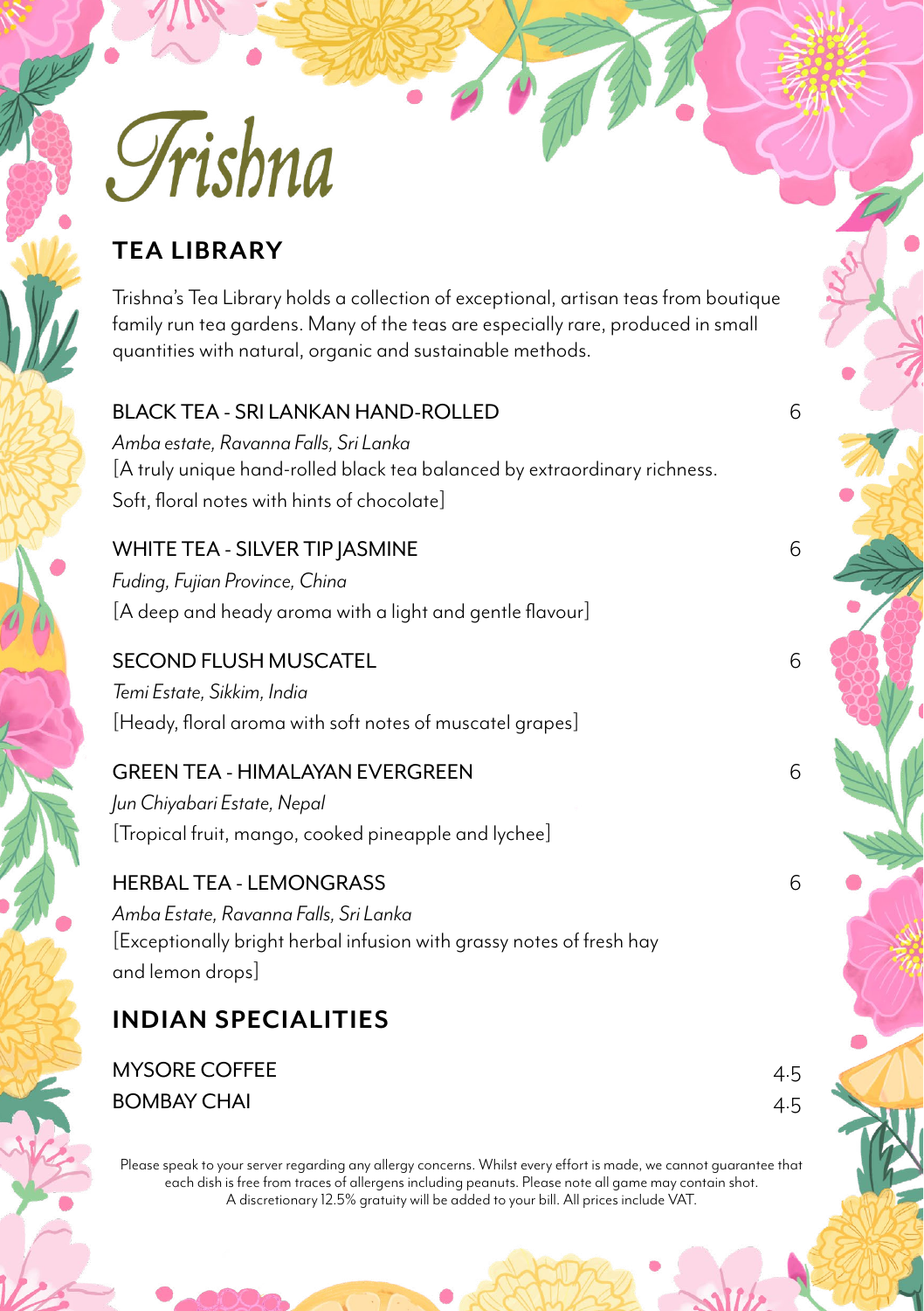# Trishna

## TEA LIBRARY

Trishna's Tea Library holds a collection of exceptional, artisan teas from boutique family run tea gardens. Many of the teas are especially rare, produced in small quantities with natural, organic and sustainable methods.

BLACK TEA - SRI LANKAN HAND-ROLLED 6
*Amba estate, Ravanna Falls, Sri Lanka*
[A truly unique hand-rolled black tea balanced by extraordinary richness. Soft, floral notes with hints of chocolate]

WHITE TEA - SILVER TIP JASMINE 6
*Fuding, Fujian Province, China*
[A deep and heady aroma with a light and gentle flavour]

SECOND FLUSH MUSCATEL 6
*Temi Estate, Sikkim, India*
[Heady, floral aroma with soft notes of muscatel grapes]

GREEN TEA - HIMALAYAN EVERGREEN 6
*Jun Chiyabari Estate, Nepal*
[Tropical fruit, mango, cooked pineapple and lychee]

HERBAL TEA - LEMONGRASS 6
*Amba Estate, Ravanna Falls, Sri Lanka*
[Exceptionally bright herbal infusion with grassy notes of fresh hay and lemon drops]

## INDIAN SPECIALITIES

MYSORE COFFEE 4.5
BOMBAY CHAI 4.5

Please speak to your server regarding any allergy concerns. Whilst every effort is made, we cannot guarantee that each dish is free from traces of allergens including peanuts. Please note all game may contain shot.
A discretionary 12.5% gratuity will be added to your bill. All prices include VAT.